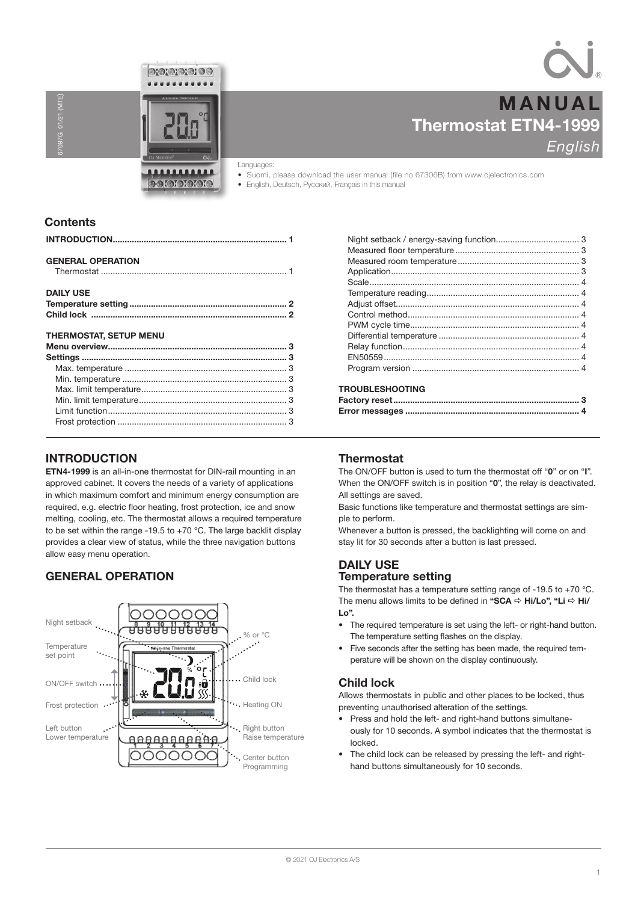# MANUAL
## Thermostat ETN4-1999
*English*

Languages:
- Suomi, please download the user manual (file no 67306B) from www.ojelectronics.com
- English, Deutsch, Русский, Français in this manual

## Contents

**INTRODUCTION** ... 1

**GENERAL OPERATION**
- Thermostat ... 1

**DAILY USE**
- **Temperature setting** ... 2
- **Child lock** ... 2

**THERMOSTAT, SETUP MENU**
- **Menu overview** ... 3
- **Settings** ... 3
  - Max. temperature ... 3
  - Min. temperature ... 3
  - Max. limit temperature ... 3
  - Min. limit temperature ... 3
  - Limit function ... 3
  - Frost protection ... 3
  - Night setback / energy-saving function ... 3
  - Measured floor temperature ... 3
  - Measured room temperature ... 3
  - Application ... 3
  - Scale ... 4
  - Temperature reading ... 4
  - Adjust offset ... 4
  - Control method ... 4
  - PWM cycle time ... 4
  - Differential temperature ... 4
  - Relay function ... 4
  - EN50559 ... 4
  - Program version ... 4

**TROUBLESHOOTING**
- **Factory reset** ... 3
- **Error messages** ... 4

## INTRODUCTION

**ETN4-1999** is an all-in-one thermostat for DIN-rail mounting in an approved cabinet. It covers the needs of a variety of applications in which maximum comfort and minimum energy consumption are required, e.g. electric floor heating, frost protection, ice and snow melting, cooling, etc. The thermostat allows a required temperature to be set within the range -19.5 to +70 °C. The large backlit display provides a clear view of status, while the three navigation buttons allow easy menu operation.

## GENERAL OPERATION

Night setback
Temperature set point
ON/OFF switch
Frost protection
Left button Lower temperature
% or °C
Child lock
Heating ON
Right button Raise temperature
Center button Programming

### Thermostat

The ON/OFF button is used to turn the thermostat off "**0**" or on "**I**". When the ON/OFF switch is in position "**0**", the relay is deactivated. All settings are saved.

Basic functions like temperature and thermostat settings are simple to perform.

Whenever a button is pressed, the backlighting will come on and stay lit for 30 seconds after a button is last pressed.

## DAILY USE

### Temperature setting

The thermostat has a temperature setting range of -19.5 to +70 °C. The menu allows limits to be defined in **"SCA ⇨ Hi/Lo", "Li ⇨ Hi/Lo".**

- The required temperature is set using the left- or right-hand button. The temperature setting flashes on the display.
- Five seconds after the setting has been made, the required temperature will be shown on the display continuously.

### Child lock

Allows thermostats in public and other places to be locked, thus preventing unauthorised alteration of the settings.

- Press and hold the left- and right-hand buttons simultaneously for 10 seconds. A symbol indicates that the thermostat is locked.
- The child lock can be released by pressing the left- and right-hand buttons simultaneously for 10 seconds.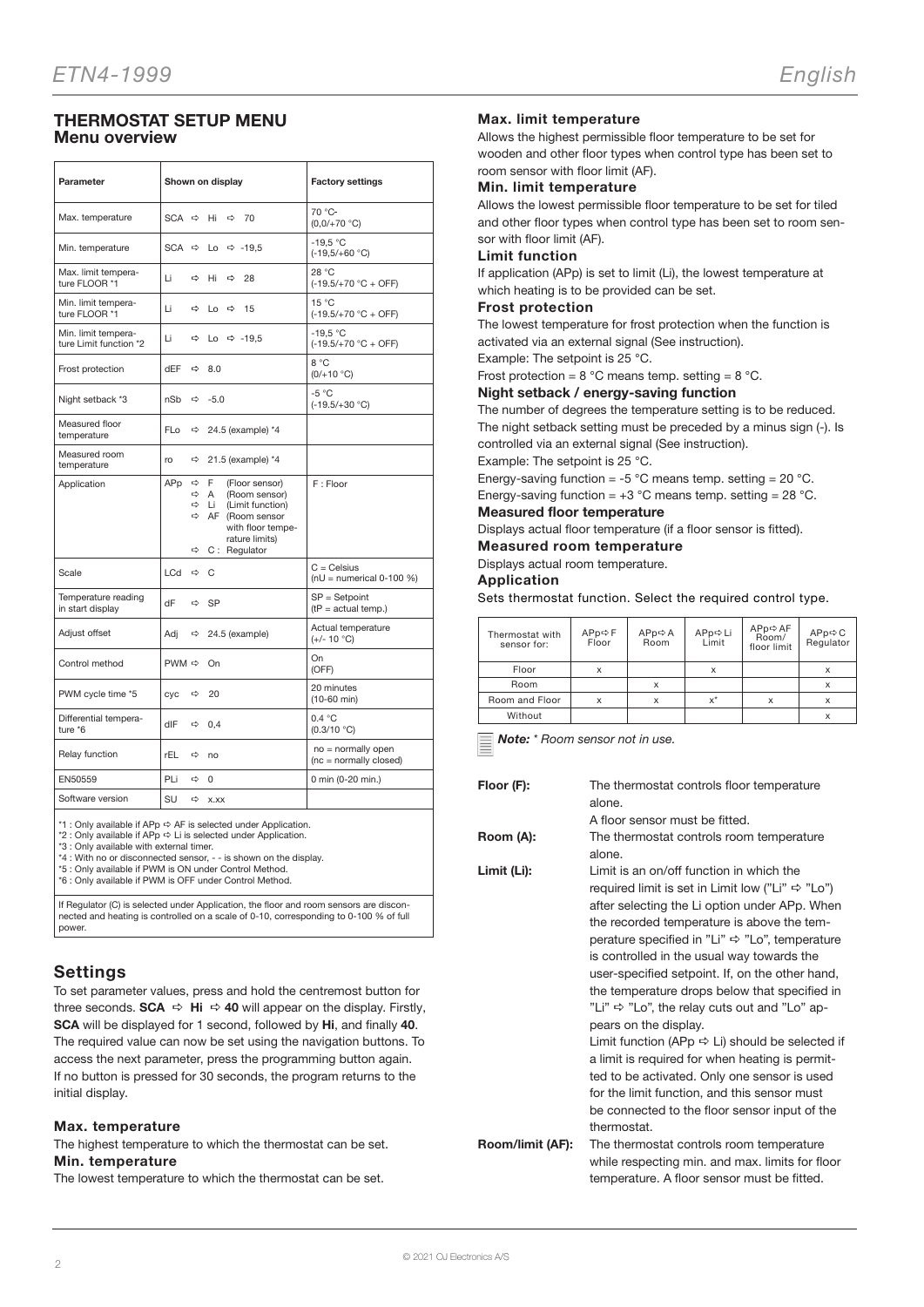# THERMOSTAT SETUP MENU

## Menu overview

| Parameter | Shown on display | Factory settings |
|---|---|---|
| Max. temperature | SCA ⇨ Hi ⇨ 70 | 70 °C- (0,0/+70 °C) |
| Min. temperature | SCA ⇨ Lo ⇨ -19,5 | -19,5 °C (-19,5/+60 °C) |
| Max. limit temperature FLOOR *1 | Li ⇨ Hi ⇨ 28 | 28 °C (-19.5/+70 °C + OFF) |
| Min. limit temperature FLOOR *1 | Li ⇨ Lo ⇨ 15 | 15 °C (-19.5/+70 °C + OFF) |
| Min. limit temperature Limit function *2 | Li ⇨ Lo ⇨ -19,5 | -19,5 °C (-19.5/+70 °C + OFF) |
| Frost protection | dEF ⇨ 8.0 | 8 °C (0/+10 °C) |
| Night setback *3 | nSb ⇨ -5.0 | -5 °C (-19.5/+30 °C) |
| Measured floor temperature | FLo ⇨ 24.5 (example) *4 | |
| Measured room temperature | ro ⇨ 21.5 (example) *4 | |
| Application | APp ⇨ F (Floor sensor) ⇨ A (Room sensor) ⇨ Li (Limit function) ⇨ AF (Room sensor with floor temperature limits) ⇨ C : Regulator | F : Floor |
| Scale | LCd ⇨ C | C = Celsius (nU = numerical 0-100 %) |
| Temperature reading in start display | dF ⇨ SP | SP = Setpoint (tP = actual temp.) |
| Adjust offset | Adj ⇨ 24.5 (example) | Actual temperature (+/- 10 °C) |
| Control method | PWM ⇨ On | On (OFF) |
| PWM cycle time *5 | cyc ⇨ 20 | 20 minutes (10-60 min) |
| Differential temperature *6 | dIF ⇨ 0,4 | 0.4 °C (0.3/10 °C) |
| Relay function | rEL ⇨ no | no = normally open (nc = normally closed) |
| EN50559 | PLi ⇨ 0 | 0 min (0-20 min.) |
| Software version | SU ⇨ x.xx | |

*1 : Only available if APp ⇨ AF is selected under Application.
*2 : Only available if APp ⇨ Li is selected under Application.
*3 : Only available with external timer.
*4 : With no or disconnected sensor, - - is shown on the display.
*5 : Only available if PWM is ON under Control Method.
*6 : Only available if PWM is OFF under Control Method.

If Regulator (C) is selected under Application, the floor and room sensors are disconnected and heating is controlled on a scale of 0-10, corresponding to 0-100 % of full power.

## Settings

To set parameter values, press and hold the centremost button for three seconds. **SCA** ⇨ **Hi** ⇨ **40** will appear on the display. Firstly, **SCA** will be displayed for 1 second, followed by **Hi**, and finally **40**. The required value can now be set using the navigation buttons. To access the next parameter, press the programming button again. If no button is pressed for 30 seconds, the program returns to the initial display.

### Max. temperature

The highest temperature to which the thermostat can be set.

### Min. temperature

The lowest temperature to which the thermostat can be set.

### Max. limit temperature

Allows the highest permissible floor temperature to be set for wooden and other floor types when control type has been set to room sensor with floor limit (AF).

### Min. limit temperature

Allows the lowest permissible floor temperature to be set for tiled and other floor types when control type has been set to room sensor with floor limit (AF).

### Limit function

If application (APp) is set to limit (Li), the lowest temperature at which heating is to be provided can be set.

### Frost protection

The lowest temperature for frost protection when the function is activated via an external signal (See instruction).
Example: The setpoint is 25 °C.
Frost protection = 8 °C means temp. setting = 8 °C.

### Night setback / energy-saving function

The number of degrees the temperature setting is to be reduced. The night setback setting must be preceded by a minus sign (-). Is controlled via an external signal (See instruction).
Example: The setpoint is 25 °C.
Energy-saving function = -5 °C means temp. setting = 20 °C.
Energy-saving function = +3 °C means temp. setting = 28 °C.

### Measured floor temperature

Displays actual floor temperature (if a floor sensor is fitted).

### Measured room temperature

Displays actual room temperature.

### Application

Sets thermostat function. Select the required control type.

| Thermostat with sensor for: | APp⇨F Floor | APp⇨A Room | APp⇨Li Limit | APp⇨AF Room/ floor limit | APp⇨C Regulator |
|---|---|---|---|---|---|
| Floor | x | | x | | x |
| Room | | x | | | x |
| Room and Floor | x | x | x* | x | x |
| Without | | | | | x |

*Note: * Room sensor not in use.*

**Floor (F):** The thermostat controls floor temperature alone. A floor sensor must be fitted.

**Room (A):** The thermostat controls room temperature alone.

**Limit (Li):** Limit is an on/off function in which the required limit is set in Limit low ("Li" ⇨ "Lo") after selecting the Li option under APp. When the recorded temperature is above the temperature specified in "Li" ⇨ "Lo", temperature is controlled in the usual way towards the user-specified setpoint. If, on the other hand, the temperature drops below that specified in "Li" ⇨ "Lo", the relay cuts out and "Lo" appears on the display.
Limit function (APp ⇨ Li) should be selected if a limit is required for when heating is permitted to be activated. Only one sensor is used for the limit function, and this sensor must be connected to the floor sensor input of the thermostat.

**Room/limit (AF):** The thermostat controls room temperature while respecting min. and max. limits for floor temperature. A floor sensor must be fitted.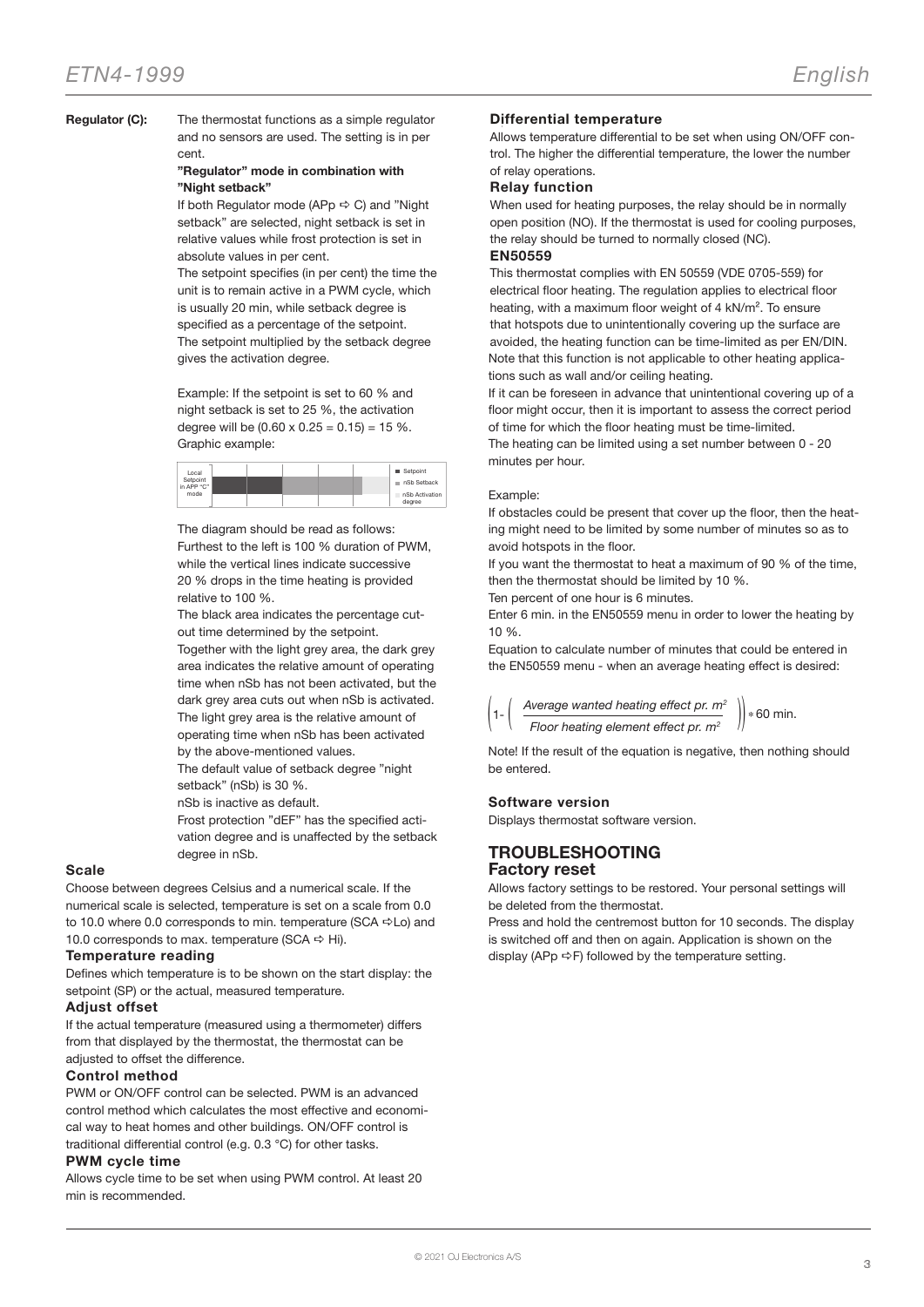**Regulator (C):** The thermostat functions as a simple regulator and no sensors are used. The setting is in per cent.

**”Regulator” mode in combination with ”Night setback”**

If both Regulator mode (APp ⇨ C) and ”Night setback” are selected, night setback is set in relative values while frost protection is set in absolute values in per cent.

The setpoint specifies (in per cent) the time the unit is to remain active in a PWM cycle, which is usually 20 min, while setback degree is specified as a percentage of the setpoint. The setpoint multiplied by the setback degree gives the activation degree.

Example: If the setpoint is set to 60 % and night setback is set to 25 %, the activation degree will be (0.60 x 0.25 = 0.15) = 15 %. Graphic example:

Local Setpoint in APP "C" mode — Setpoint — nSb Setback — nSb Activation degree

The diagram should be read as follows: Furthest to the left is 100 % duration of PWM, while the vertical lines indicate successive 20 % drops in the time heating is provided relative to 100 %.

The black area indicates the percentage cutout time determined by the setpoint.

Together with the light grey area, the dark grey area indicates the relative amount of operating time when nSb has not been activated, but the dark grey area cuts out when nSb is activated.

The light grey area is the relative amount of operating time when nSb has been activated by the above-mentioned values.

The default value of setback degree ”night setback” (nSb) is 30 %.

nSb is inactive as default.

Frost protection ”dEF” has the specified activation degree and is unaffected by the setback degree in nSb.

### Scale

Choose between degrees Celsius and a numerical scale. If the numerical scale is selected, temperature is set on a scale from 0.0 to 10.0 where 0.0 corresponds to min. temperature (SCA ⇨Lo) and 10.0 corresponds to max. temperature (SCA ⇨ Hi).

### Temperature reading

Defines which temperature is to be shown on the start display: the setpoint (SP) or the actual, measured temperature.

### Adjust offset

If the actual temperature (measured using a thermometer) differs from that displayed by the thermostat, the thermostat can be adjusted to offset the difference.

### Control method

PWM or ON/OFF control can be selected. PWM is an advanced control method which calculates the most effective and economical way to heat homes and other buildings. ON/OFF control is traditional differential control (e.g. 0.3 °C) for other tasks.

### PWM cycle time

Allows cycle time to be set when using PWM control. At least 20 min is recommended.

### Differential temperature

Allows temperature differential to be set when using ON/OFF control. The higher the differential temperature, the lower the number of relay operations.

### Relay function

When used for heating purposes, the relay should be in normally open position (NO). If the thermostat is used for cooling purposes, the relay should be turned to normally closed (NC).

### EN50559

This thermostat complies with EN 50559 (VDE 0705-559) for electrical floor heating. The regulation applies to electrical floor heating, with a maximum floor weight of 4 kN/m². To ensure that hotspots due to unintentionally covering up the surface are avoided, the heating function can be time-limited as per EN/DIN.

Note that this function is not applicable to other heating applications such as wall and/or ceiling heating.

If it can be foreseen in advance that unintentional covering up of a floor might occur, then it is important to assess the correct period of time for which the floor heating must be time-limited.

The heating can be limited using a set number between 0 - 20 minutes per hour.

Example:

If obstacles could be present that cover up the floor, then the heating might need to be limited by some number of minutes so as to avoid hotspots in the floor.

If you want the thermostat to heat a maximum of 90 % of the time, then the thermostat should be limited by 10 %.

Ten percent of one hour is 6 minutes.

Enter 6 min. in the EN50559 menu in order to lower the heating by 10 %.

Equation to calculate number of minutes that could be entered in the EN50559 menu - when an average heating effect is desired:

$$\left(1-\left(\frac{\textit{Average wanted heating effect pr. } m^2}{\textit{Floor heating element effect pr. } m^2}\right)\right) * 60 \text{ min.}$$

Note! If the result of the equation is negative, then nothing should be entered.

### Software version

Displays thermostat software version.

## TROUBLESHOOTING

### Factory reset

Allows factory settings to be restored. Your personal settings will be deleted from the thermostat.

Press and hold the centremost button for 10 seconds. The display is switched off and then on again. Application is shown on the display (APp ⇨F) followed by the temperature setting.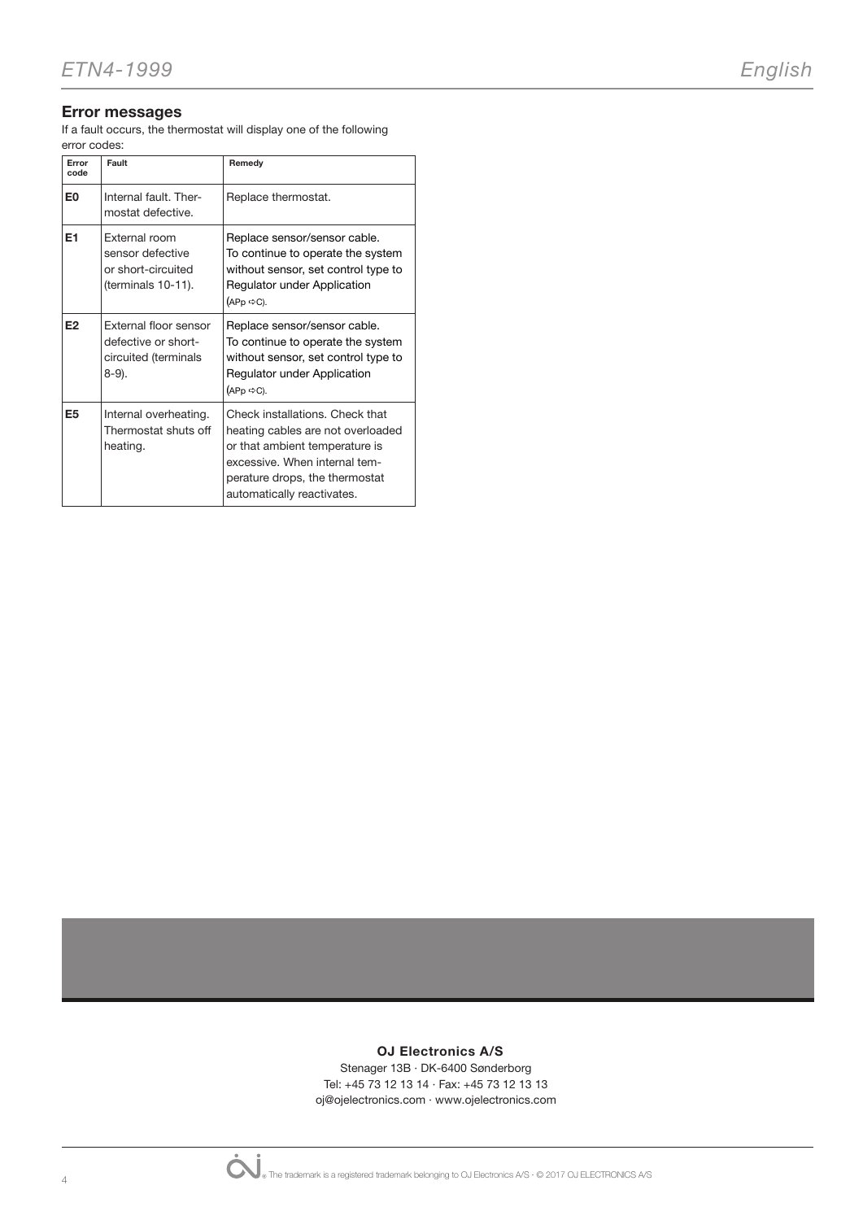## Error messages

If a fault occurs, the thermostat will display one of the following error codes:

| Error code | Fault | Remedy |
|---|---|---|
| E0 | Internal fault. Thermostat defective. | Replace thermostat. |
| E1 | External room sensor defective or short-circuited (terminals 10-11). | Replace sensor/sensor cable. To continue to operate the system without sensor, set control type to Regulator under Application (APp ⇨C). |
| E2 | External floor sensor defective or short-circuited (terminals 8-9). | Replace sensor/sensor cable. To continue to operate the system without sensor, set control type to Regulator under Application (APp ⇨C). |
| E5 | Internal overheating. Thermostat shuts off heating. | Check installations. Check that heating cables are not overloaded or that ambient temperature is excessive. When internal temperature drops, the thermostat automatically reactivates. |

**OJ Electronics A/S**

Stenager 13B · DK-6400 Sønderborg

Tel: +45 73 12 13 14 · Fax: +45 73 12 13 13

oj@ojelectronics.com · www.ojelectronics.com

The trademark is a registered trademark belonging to OJ Electronics A/S · © 2017 OJ ELECTRONICS A/S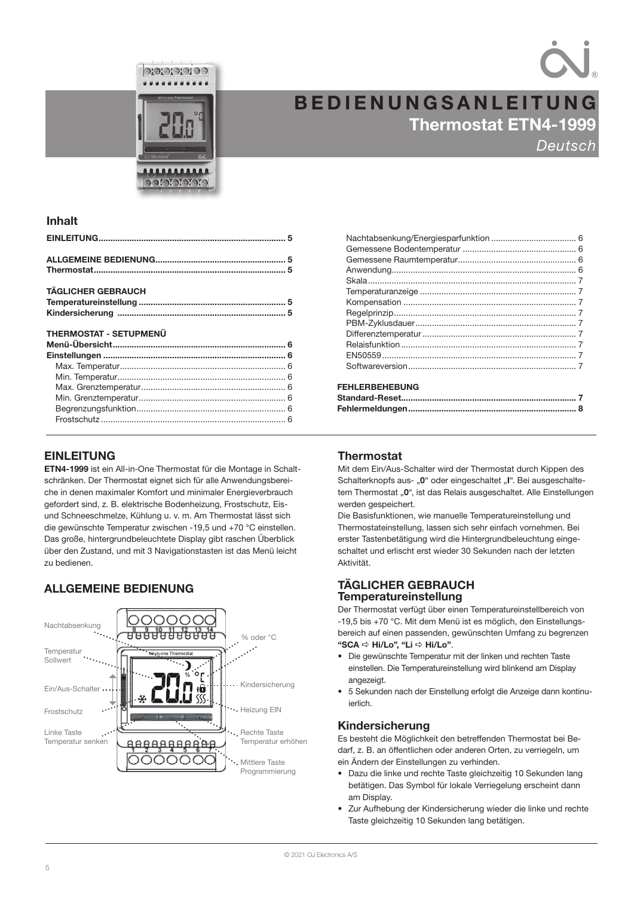# BEDIENUNGSANLEITUNG

## Thermostat ETN4-1999

*Deutsch*

## Inhalt

**EINLEITUNG** ............................................................................ 5

**ALLGEMEINE BEDIENUNG** ....................................................... 5
**Thermostat** ................................................................................ 5

**TÄGLICHER GEBRAUCH**
**Temperatureinstellung** ............................................................ 5
**Kindersicherung** ...................................................................... 5

**THERMOSTAT - SETUPMENÜ**
**Menü-Übersicht** ........................................................................ 6
**Einstellungen** ........................................................................... 6
Max. Temperatur ........................................................................ 6
Min. Temperatur ......................................................................... 6
Max. Grenztemperatur ............................................................... 6
Min. Grenztemperatur ................................................................ 6
Begrenzungsfunktion ................................................................. 6
Frostschutz ................................................................................. 6
Nachtabsenkung/Energiesparfunktion ...................................... 6
Gemessene Bodentemperatur ................................................... 6
Gemessene Raumtemperatur .................................................... 6
Anwendung ................................................................................ 6
Skala ........................................................................................... 7
Temperaturanzeige .................................................................... 7
Kompensation ............................................................................ 7
Regelprinzip ............................................................................... 7
PBM-Zyklusdauer ....................................................................... 7
Differenztemperatur ................................................................... 7
Relaisfunktion ............................................................................ 7
EN50559 ..................................................................................... 7
Softwareversion ......................................................................... 7

**FEHLERBEHEBUNG**
**Standard-Reset** ......................................................................... 7
**Fehlermeldungen** ...................................................................... 8

## EINLEITUNG

**ETN4-1999** ist ein All-in-One Thermostat für die Montage in Schaltschränken. Der Thermostat eignet sich für alle Anwendungsbereiche in denen maximaler Komfort und minimaler Energieverbrauch gefordert sind, z. B. elektrische Bodenheizung, Frostschutz, Eis- und Schneeschmelze, Kühlung u. v. m. Am Thermostat lässt sich die gewünschte Temperatur zwischen -19,5 und +70 °C einstellen. Das große, hintergrundbeleuchtete Display gibt raschen Überblick über den Zustand, und mit 3 Navigationstasten ist das Menü leicht zu bedienen.

## ALLGEMEINE BEDIENUNG

Nachtabsenkung
Temperatur Sollwert
Ein/Aus-Schalter
Frostschutz
Linke Taste Temperatur senken
% oder °C
Kindersicherung
Heizung EIN
Rechte Taste Temperatur erhöhen
Mittlere Taste Programmierung

### Thermostat

Mit dem Ein/Aus-Schalter wird der Thermostat durch Kippen des Schalterknopfs aus- „**0**“ oder eingeschaltet „**I**“. Bei ausgeschaltetem Thermostat „**0**“, ist das Relais ausgeschaltet. Alle Einstellungen werden gespeichert.

Die Basisfunktionen, wie manuelle Temperatureinstellung und Thermostateinstellung, lassen sich sehr einfach vornehmen. Bei erster Tastenbetätigung wird die Hintergrundbeleuchtung eingeschaltet und erlischt erst wieder 30 Sekunden nach der letzten Aktivität.

## TÄGLICHER GEBRAUCH

### Temperatureinstellung

Der Thermostat verfügt über einen Temperatureinstellbereich von -19,5 bis +70 °C. Mit dem Menü ist es möglich, den Einstellungsbereich auf einen passenden, gewünschten Umfang zu begrenzen **“SCA ⇨ Hi/Lo”, “Li ⇨ Hi/Lo”**.

- Die gewünschte Temperatur mit der linken und rechten Taste einstellen. Die Temperatureinstellung wird blinkend am Display angezeigt.
- 5 Sekunden nach der Einstellung erfolgt die Anzeige dann kontinuierlich.

### Kindersicherung

Es besteht die Möglichkeit den betreffenden Thermostat bei Bedarf, z. B. an öffentlichen oder anderen Orten, zu verriegeln, um ein Ändern der Einstellungen zu verhindern.

- Dazu die linke und rechte Taste gleichzeitig 10 Sekunden lang betätigen. Das Symbol für lokale Verriegelung erscheint dann am Display.
- Zur Aufhebung der Kindersicherung wieder die linke und rechte Taste gleichzeitig 10 Sekunden lang betätigen.

© 2021 OJ Electronics A/S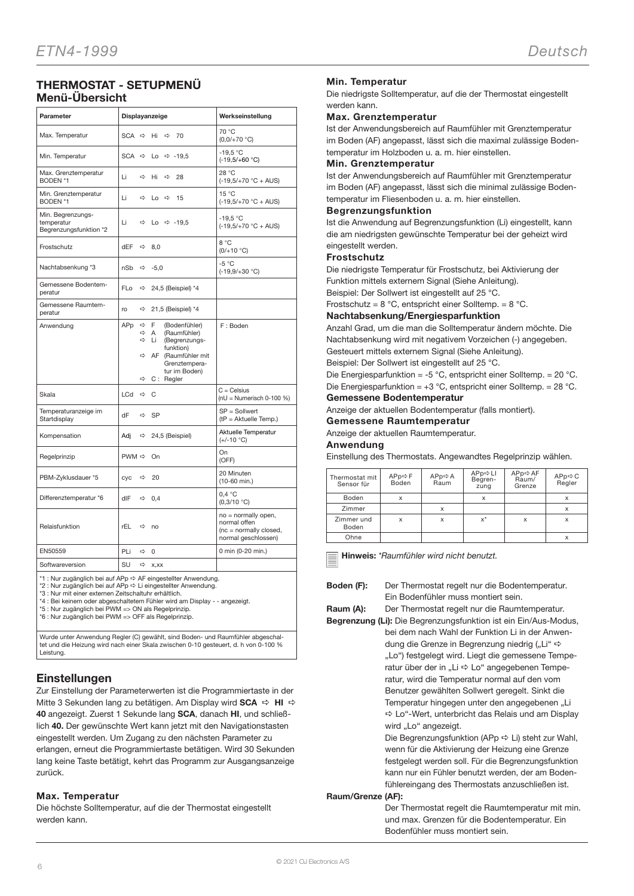## THERMOSTAT - SETUPMENÜ
### Menü-Übersicht

| Parameter | Displayanzeige | Werkseinstellung |
|---|---|---|
| Max. Temperatur | SCA ⇨ Hi ⇨ 70 | 70 °C (0,0/+70 °C) |
| Min. Temperatur | SCA ⇨ Lo ⇨ -19,5 | -19,5 °C (-19,5/+60 °C) |
| Max. Grenztemperatur BODEN *1 | Li ⇨ Hi ⇨ 28 | 28 °C (-19,5/+70 °C + AUS) |
| Min. Grenztemperatur BODEN *1 | Li ⇨ Lo ⇨ 15 | 15 °C (-19,5/+70 °C + AUS) |
| Min. Begrenzungs-temperatur Begrenzungsfunktion *2 | Li ⇨ Lo ⇨ -19,5 | -19,5 °C (-19,5/+70 °C + AUS) |
| Frostschutz | dEF ⇨ 8,0 | 8 °C (0/+10 °C) |
| Nachtabsenkung *3 | nSb ⇨ -5,0 | -5 °C (-19,9/+30 °C) |
| Gemessene Bodentem-peratur | FLo ⇨ 24,5 (Beispiel) *4 | |
| Gemessene Raumtem-peratur | ro ⇨ 21,5 (Beispiel) *4 | |
| Anwendung | APp ⇨ F (Bodenfühler) ⇨ A (Raumfühler) ⇨ Li (Begrenzungs-funktion) ⇨ AF (Raumfühler mit Grenztempera-tur im Boden) ⇨ C : Regler | F : Boden |
| Skala | LCd ⇨ C | C = Celsius (nU = Numerisch 0-100 %) |
| Temperaturanzeige im Startdisplay | dF ⇨ SP | SP = Sollwert (tP = Aktuelle Temp.) |
| Kompensation | Adj ⇨ 24,5 (Beispiel) | Aktuelle Temperatur (+/-10 °C) |
| Regelprinzip | PWM ⇨ On | On (OFF) |
| PBM-Zyklusdauer *5 | cyc ⇨ 20 | 20 Minuten (10-60 min.) |
| Differenztemperatur *6 | dIF ⇨ 0,4 | 0,4 °C (0,3/10 °C) |
| Relaisfunktion | rEL ⇨ no | no = normally open, normal offen (nc = normally closed, normal geschlossen) |
| EN50559 | PLi ⇨ 0 | 0 min (0-20 min.) |
| Softwareversion | SU ⇨ x,xx | |

*1 : Nur zugänglich bei auf APp ⇨ AF eingestellter Anwendung.
*2 : Nur zugänglich bei auf APp ⇨ Li eingestellter Anwendung.
*3 : Nur mit einer externen Zeitschaltuhr erhältlich.
*4 : Bei keinem oder abgeschaltetem Fühler wird am Display - - angezeigt.
*5 : Nur zugänglich bei PWM => ON als Regelprinzip.
*6 : Nur zugänglich bei PWM => OFF als Regelprinzip.

Wurde unter Anwendung Regler (C) gewählt, sind Boden- und Raumfühler abgeschaltet und die Heizung wird nach einer Skala zwischen 0-10 gesteuert, d. h von 0-100 % Leistung.

## Einstellungen

Zur Einstellung der Parameterwerten ist die Programmiertaste in der Mitte 3 Sekunden lang zu betätigen. Am Display wird **SCA** ⇨ **HI** ⇨ **40** angezeigt. Zuerst 1 Sekunde lang **SCA**, danach **HI**, und schließlich **40.** Der gewünschte Wert kann jetzt mit den Navigationstasten eingestellt werden. Um Zugang zu den nächsten Parameter zu erlangen, erneut die Programmiertaste betätigen. Wird 30 Sekunden lang keine Taste betätigt, kehrt das Programm zur Ausgangsanzeige zurück.

### Max. Temperatur

Die höchste Solltemperatur, auf die der Thermostat eingestellt werden kann.

### Min. Temperatur

Die niedrigste Solltemperatur, auf die der Thermostat eingestellt werden kann.

### Max. Grenztemperatur

Ist der Anwendungsbereich auf Raumfühler mit Grenztemperatur im Boden (AF) angepasst, lässt sich die maximal zulässige Bodentemperatur im Holzboden u. a. m. hier einstellen.

### Min. Grenztemperatur

Ist der Anwendungsbereich auf Raumfühler mit Grenztemperatur im Boden (AF) angepasst, lässt sich die minimal zulässige Bodentemperatur im Fliesenboden u. a. m. hier einstellen.

### Begrenzungsfunktion

Ist die Anwendung auf Begrenzungsfunktion (Li) eingestellt, kann die am niedrigsten gewünschte Temperatur bei der geheizt wird eingestellt werden.

### Frostschutz

Die niedrigste Temperatur für Frostschutz, bei Aktivierung der Funktion mittels externem Signal (Siehe Anleitung).
Beispiel: Der Sollwert ist eingestellt auf 25 °C.
Frostschutz = 8 °C, entspricht einer Solltemp. = 8 °C.

### Nachtabsenkung/Energiesparfunktion

Anzahl Grad, um die man die Solltemperatur ändern möchte. Die Nachtabsenkung wird mit negativem Vorzeichen (-) angegeben. Gesteuert mittels externem Signal (Siehe Anleitung).
Beispiel: Der Sollwert ist eingestellt auf 25 °C.
Die Energiesparfunktion = -5 °C, entspricht einer Solltemp. = 20 °C.
Die Energiesparfunktion = +3 °C, entspricht einer Solltemp. = 28 °C.

### Gemessene Bodentemperatur

Anzeige der aktuellen Bodentemperatur (falls montiert).

### Gemessene Raumtemperatur

Anzeige der aktuellen Raumtemperatur.

### Anwendung

Einstellung des Thermostats. Angewandtes Regelprinzip wählen.

| Thermostat mit Sensor für | APp⇨F Boden | APp⇨A Raum | APp⇨LI Begren-zung | APp⇨AF Raum/ Grenze | APp⇨C Regler |
|---|---|---|---|---|---|
| Boden | x | | x | | x |
| Zimmer | | x | | | x |
| Zimmer und Boden | x | x | x* | x | x |
| Ohne | | | | | x |

**Hinweis:** *Raumfühler wird nicht benutzt.*

**Boden (F):** Der Thermostat regelt nur die Bodentemperatur. Ein Bodenfühler muss montiert sein.

**Raum (A):** Der Thermostat regelt nur die Raumtemperatur.

**Begrenzung (Li):** Die Begrenzungsfunktion ist ein Ein/Aus-Modus, bei dem nach Wahl der Funktion Li in der Anwendung die Grenze in Begrenzung niedrig („Li“ ⇨ „Lo“) festgelegt wird. Liegt die gemessene Temperatur über der in „Li ⇨ Lo“ angegebenen Temperatur, wird die Temperatur normal auf den vom Benutzer gewählten Sollwert geregelt. Sinkt die Temperatur hingegen unter den angegebenen „Li ⇨ Lo“-Wert, unterbricht das Relais und am Display wird „Lo“ angezeigt.
Die Begrenzungsfunktion (APp ⇨ Li) steht zur Wahl, wenn für die Aktivierung der Heizung eine Grenze festgelegt werden soll. Für die Begrenzungsfunktion kann nur ein Fühler benutzt werden, der am Bodenfühlereingang des Thermostats anzuschließen ist.

**Raum/Grenze (AF):** Der Thermostat regelt die Raumtemperatur mit min. und max. Grenzen für die Bodentemperatur. Ein Bodenfühler muss montiert sein.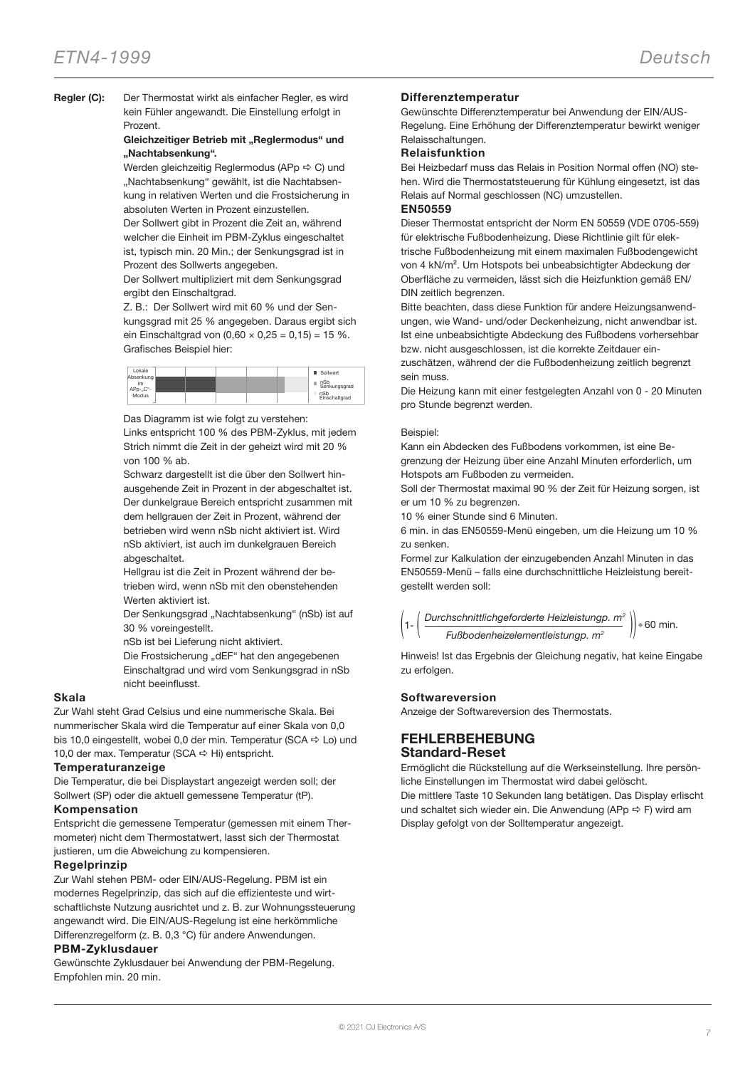**Regler (C):** Der Thermostat wirkt als einfacher Regler, es wird kein Fühler angewandt. Die Einstellung erfolgt in Prozent.

**Gleichzeitiger Betrieb mit „Reglermodus" und „Nachtabsenkung".**

Werden gleichzeitig Reglermodus (APp ⇨ C) und „Nachtabsenkung" gewählt, ist die Nachtabsenkung in relativen Werten und die Frostsicherung in absoluten Werten in Prozent einzustellen.

Der Sollwert gibt in Prozent die Zeit an, während welcher die Einheit im PBM-Zyklus eingeschaltet ist, typisch min. 20 Min.; der Senkungsgrad ist in Prozent des Sollwerts angegeben.

Der Sollwert multipliziert mit dem Senkungsgrad ergibt den Einschaltgrad.

Z. B.: Der Sollwert wird mit 60 % und der Senkungsgrad mit 25 % angegeben. Daraus ergibt sich ein Einschaltgrad von (0,60 × 0,25 = 0,15) = 15 %. Grafisches Beispiel hier:

Lokale Absenkung im APp „C"-Modus — Sollwert, nSb Senkungsgrad, nSb Einschaltgrad

Das Diagramm ist wie folgt zu verstehen:

Links entspricht 100 % des PBM-Zyklus, mit jedem Strich nimmt die Zeit in der geheizt wird mit 20 % von 100 % ab.

Schwarz dargestellt ist die über den Sollwert hinausgehende Zeit in Prozent in der abgeschaltet ist. Der dunkelgraue Bereich entspricht zusammen mit dem hellgrauen der Zeit in Prozent, während der betrieben wird wenn nSb nicht aktiviert ist. Wird nSb aktiviert, ist auch im dunkelgrauen Bereich abgeschaltet.

Hellgrau ist die Zeit in Prozent während der betrieben wird, wenn nSb mit den obenstehenden Werten aktiviert ist.

Der Senkungsgrad „Nachtabsenkung" (nSb) ist auf 30 % voreingestellt.

nSb ist bei Lieferung nicht aktiviert.

Die Frostsicherung „dEF" hat den angegebenen Einschaltgrad und wird vom Senkungsgrad in nSb nicht beeinflusst.

### Skala

Zur Wahl steht Grad Celsius und eine nummerische Skala. Bei nummerischer Skala wird die Temperatur auf einer Skala von 0,0 bis 10,0 eingestellt, wobei 0,0 der min. Temperatur (SCA ⇨ Lo) und 10,0 der max. Temperatur (SCA ⇨ Hi) entspricht.

### Temperaturanzeige

Die Temperatur, die bei Displaystart angezeigt werden soll; der Sollwert (SP) oder die aktuell gemessene Temperatur (tP).

### Kompensation

Entspricht die gemessene Temperatur (gemessen mit einem Thermometer) nicht dem Thermostatwert, lasst sich der Thermostat justieren, um die Abweichung zu kompensieren.

### Regelprinzip

Zur Wahl stehen PBM- oder EIN/AUS-Regelung. PBM ist ein modernes Regelprinzip, das sich auf die effizienteste und wirtschaftlichste Nutzung ausrichtet und z. B. zur Wohnungssteuerung angewandt wird. Die EIN/AUS-Regelung ist eine herkömmliche Differenzregelform (z. B. 0,3 °C) für andere Anwendungen.

### PBM-Zyklusdauer

Gewünschte Zyklusdauer bei Anwendung der PBM-Regelung. Empfohlen min. 20 min.

### Differenztemperatur

Gewünschte Differenztemperatur bei Anwendung der EIN/AUS-Regelung. Eine Erhöhung der Differenztemperatur bewirkt weniger Relaisschaltungen.

### Relaisfunktion

Bei Heizbedarf muss das Relais in Position Normal offen (NO) stehen. Wird die Thermostatsteuerung für Kühlung eingesetzt, ist das Relais auf Normal geschlossen (NC) umzustellen.

### EN50559

Dieser Thermostat entspricht der Norm EN 50559 (VDE 0705-559) für elektrische Fußbodenheizung. Diese Richtlinie gilt für elektrische Fußbodenheizung mit einem maximalen Fußbodengewicht von 4 kN/m². Um Hotspots bei unbeabsichtigter Abdeckung der Oberfläche zu vermeiden, lässt sich die Heizfunktion gemäß EN/DIN zeitlich begrenzen.

Bitte beachten, dass diese Funktion für andere Heizungsanwendungen, wie Wand- und/oder Deckenheizung, nicht anwendbar ist. Ist eine unbeabsichtigte Abdeckung des Fußbodens vorhersehbar bzw. nicht ausgeschlossen, ist die korrekte Zeitdauer einzuschätzen, während der die Fußbodenheizung zeitlich begrenzt sein muss.

Die Heizung kann mit einer festgelegten Anzahl von 0 - 20 Minuten pro Stunde begrenzt werden.

Beispiel:

Kann ein Abdecken des Fußbodens vorkommen, ist eine Begrenzung der Heizung über eine Anzahl Minuten erforderlich, um Hotspots am Fußboden zu vermeiden.

Soll der Thermostat maximal 90 % der Zeit für Heizung sorgen, ist er um 10 % zu begrenzen.

10 % einer Stunde sind 6 Minuten.

6 min. in das EN50559-Menü eingeben, um die Heizung um 10 % zu senken.

Formel zur Kalkulation der einzugebenden Anzahl Minuten in das EN50559-Menü – falls eine durchschnittliche Heizleistung bereitgestellt werden soll:

$$\left(1-\left(\frac{\textit{Durchschnittlichgeforderte Heizleistungp. } m^2}{\textit{Fußbodenheizelementleistungp. } m^2}\right)\right) * 60 \text{ min.}$$

Hinweis! Ist das Ergebnis der Gleichung negativ, hat keine Eingabe zu erfolgen.

### Softwareversion

Anzeige der Softwareversion des Thermostats.

## FEHLERBEHEBUNG
### Standard-Reset

Ermöglicht die Rückstellung auf die Werkseinstellung. Ihre persönliche Einstellungen im Thermostat wird dabei gelöscht.

Die mittlere Taste 10 Sekunden lang betätigen. Das Display erlischt und schaltet sich wieder ein. Die Anwendung (APp ⇨ F) wird am Display gefolgt von der Solltemperatur angezeigt.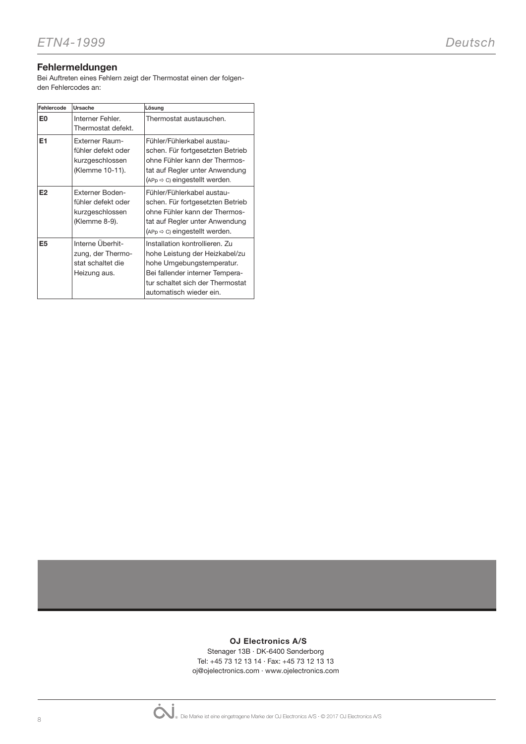## Fehlermeldungen

Bei Auftreten eines Fehlern zeigt der Thermostat einen der folgenden Fehlercodes an:

| Fehlercode | Ursache | Lösung |
|---|---|---|
| **E0** | Interner Fehler. Thermostat defekt. | Thermostat austauschen. |
| **E1** | Externer Raumfühler defekt oder kurzgeschlossen (Klemme 10-11). | Fühler/Fühlerkabel austauschen. Für fortgesetzten Betrieb ohne Fühler kann der Thermostat auf Regler unter Anwendung (APp ⇨ C) eingestellt werden. |
| **E2** | Externer Bodenfühler defekt oder kurzgeschlossen (Klemme 8-9). | Fühler/Fühlerkabel austauschen. Für fortgesetzten Betrieb ohne Fühler kann der Thermostat auf Regler unter Anwendung (APp ⇨ C) eingestellt werden. |
| **E5** | Interne Überhitzung, der Thermostat schaltet die Heizung aus. | Installation kontrollieren. Zu hohe Leistung der Heizkabel/zu hohe Umgebungstemperatur. Bei fallender interner Temperatur schaltet sich der Thermostat automatisch wieder ein. |

**OJ Electronics A/S**

Stenager 13B · DK-6400 Sønderborg
Tel: +45 73 12 13 14 · Fax: +45 73 12 13 13
oj@ojelectronics.com · www.ojelectronics.com

Die Marke ist eine eingetragene Marke der OJ Electronics A/S · © 2017 OJ Electronics A/S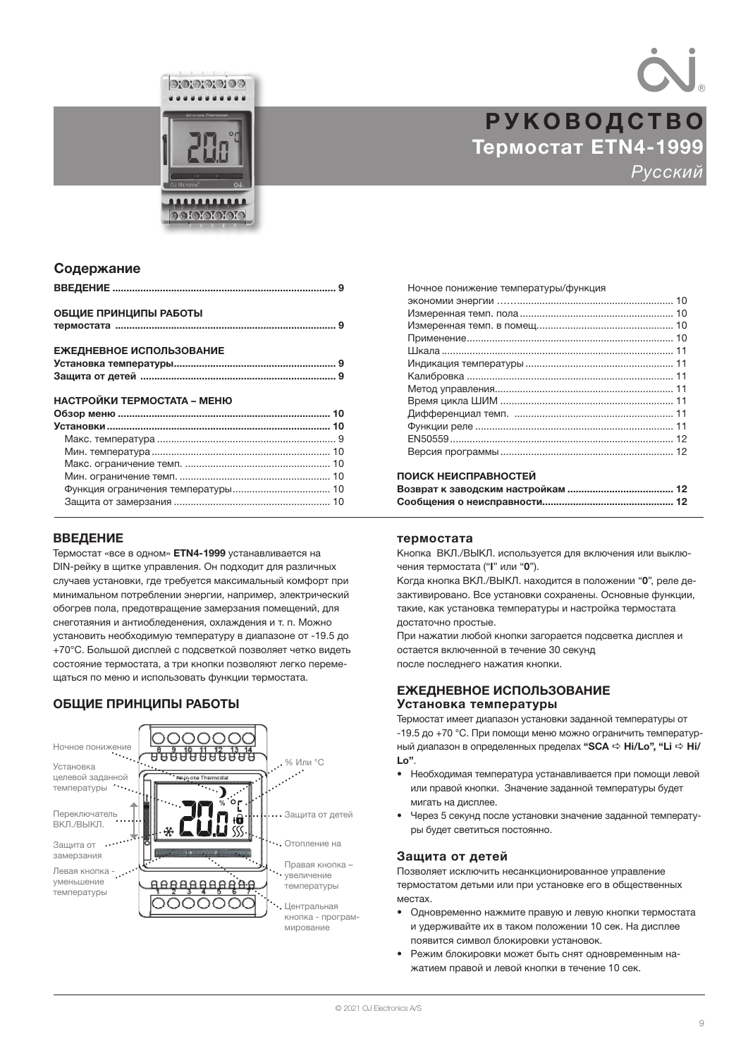# РУКОВОДСТВО
## Термостат ETN4-1999
*Русский*

## Содержание

**ВВЕДЕНИЕ** .... 9

**ОБЩИЕ ПРИНЦИПЫ РАБОТЫ термостата** .... 9

**ЕЖЕДНЕВНОЕ ИСПОЛЬЗОВАНИЕ**
- **Установка температуры** .... 9
- **Защита от детей** .... 9

**НАСТРОЙКИ ТЕРМОСТАТА – МЕНЮ**
- **Обзор меню** .... 10
- **Установки** .... 10
  - Макс. температура .... 9
  - Мин. температура .... 10
  - Макс. ограничение темп. .... 10
  - Мин. ограничение темп. .... 10
  - Функция ограничения температуры .... 10
  - Защита от замерзания .... 10
  - Ночное понижение температуры/функция экономии энергии .... 10
  - Измеренная темп. пола .... 10
  - Измеренная темп. в помещ. .... 10
  - Применение .... 10
  - Шкала .... 11
  - Индикация температуры .... 11
  - Калибровка .... 11
  - Метод управления .... 11
  - Время цикла ШИМ .... 11
  - Дифференциал темп. .... 11
  - Функции реле .... 11
  - EN50559 .... 12
  - Версия программы .... 12

**ПОИСК НЕИСПРАВНОСТЕЙ**
- **Возврат к заводским настройкам** .... 12
- **Сообщения о неисправности** .... 12

## ВВЕДЕНИЕ

Термостат «все в одном» **ETN4-1999** устанавливается на DIN-рейку в щитке управления. Он подходит для различных случаев установки, где требуется максимальный комфорт при минимальном потреблении энергии, например, электрический обогрев пола, предотвращение замерзания помещений, для снеготаяния и антиобледенения, охлаждения и т. п. Можно установить необходимую температуру в диапазоне от -19.5 до +70°C. Большой дисплей с подсветкой позволяет четко видеть состояние термостата, а три кнопки позволяют легко перемещаться по меню и использовать функции термостата.

## ОБЩИЕ ПРИНЦИПЫ РАБОТЫ

Ночное понижение
Установка целевой заданной температуры
Переключатель ВКЛ./ВЫКЛ.
Защита от замерзания
Левая кнопка - уменьшение температуры
% Или °C
Защита от детей
Отопление на
Правая кнопка – увеличение температуры
Центральная кнопка - программирование

### термостата

Кнопка ВКЛ./ВЫКЛ. используется для включения или выключения термостата ("**I**" или "**0**").

Когда кнопка ВКЛ./ВЫКЛ. находится в положении "**0**", реле дезактивировано. Все установки сохранены. Основные функции, такие, как установка температуры и настройка термостата достаточно простые.

При нажатии любой кнопки загорается подсветка дисплея и остается включенной в течение 30 секунд после последнего нажатия кнопки.

## ЕЖЕДНЕВНОЕ ИСПОЛЬЗОВАНИЕ

### Установка температуры

Термостат имеет диапазон установки заданной температуры от -19.5 до +70 °C. При помощи меню можно ограничить температурный диапазон в определенных пределах **"SCA ⇨ Hi/Lo", "Li ⇨ Hi/Lo"**.

- Необходимая температура устанавливается при помощи левой или правой кнопки. Значение заданной температуры будет мигать на дисплее.
- Через 5 секунд после установки значение заданной температуры будет светиться постоянно.

### Защита от детей

Позволяет исключить несанкционированное управление термостатом детьми или при установке его в общественных местах.

- Одновременно нажмите правую и левую кнопки термостата и удерживайте их в таком положении 10 сек. На дисплее появится символ блокировки установок.
- Режим блокировки может быть снят одновременным нажатием правой и левой кнопки в течение 10 сек.

© 2021 OJ Electronics A/S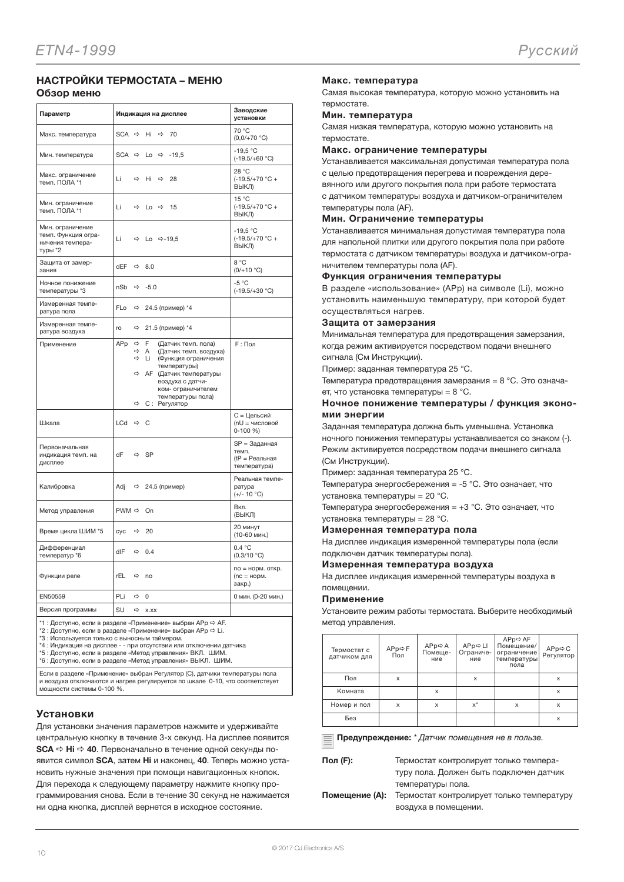## НАСТРОЙКИ ТЕРМОСТАТА – МЕНЮ

### Обзор меню

| Параметр | Индикация на дисплее | Заводские установки |
|---|---|---|
| Макс. температура | SCA ⇨ Hi ⇨ 70 | 70 °C (0,0/+70 °C) |
| Мин. температура | SCA ⇨ Lo ⇨ -19,5 | -19,5 °C (-19.5/+60 °C) |
| Макс. ограничение темп. ПОЛА *1 | Li ⇨ Hi ⇨ 28 | 28 °C (-19.5/+70 °C + ВЫКЛ) |
| Мин. ограничение темп. ПОЛА *1 | Li ⇨ Lo ⇨ 15 | 15 °C (-19.5/+70 °C + ВЫКЛ) |
| Мин. ограничение темп. Функция ограничения температуры *2 | Li ⇨ Lo ⇨-19,5 | -19,5 °C (-19.5/+70 °C + ВЫКЛ) |
| Защита от замерзания | dEF ⇨ 8.0 | 8 °C (0/+10 °C) |
| Ночное понижение температуры *3 | nSb ⇨ -5.0 | -5 °C (-19.5/+30 °C) |
| Измеренная температура пола | FLo ⇨ 24.5 (пример) *4 | |
| Измеренная температура воздуха | ro ⇨ 21.5 (пример) *4 | |
| Применение | APp ⇨ F (Датчик темп. пола) ⇨ A (Датчик темп. воздуха) ⇨ Li (Функция ограничения температуры) ⇨ AF (Датчик температуры воздуха с датчиком- ограничителем температуры пола) ⇨ C : Регулятор | F : Пол |
| Шкала | LCd ⇨ C | C = Цельсий (nU = числовой 0-100 %) |
| Первоначальная индикация темп. на дисплее | dF ⇨ SP | SP = Заданная темп. (tP = Реальная температура) |
| Калибровка | Adj ⇨ 24.5 (пример) | Реальная температура (+/- 10 °C) |
| Метод управления | PWM ⇨ On | Вкл. (ВЫКЛ) |
| Время цикла ШИМ *5 | cyc ⇨ 20 | 20 минут (10-60 мин.) |
| Дифференциал температур *6 | dIF ⇨ 0.4 | 0.4 °C (0.3/10 °C) |
| Функции реле | rEL ⇨ no | no = норм. откр. (nc = норм. закр.) |
| EN50559 | PLi ⇨ 0 | 0 мин. (0-20 мин.) |
| Версия программы | SU ⇨ x.xx | |

*1 : Доступно, если в разделе «Применение» выбран APp ⇨ AF.
*2 : Доступно, если в разделе «Применение» выбран APp ⇨ Li.
*3 : Используется только с выносным таймером.
*4 : Индикация на дисплее - - при отсутствии или отключении датчика
*5 : Доступно, если в разделе «Метод управления» ВКЛ. ШИМ.
*6 : Доступно, если в разделе «Метод управления» ВЫКЛ. ШИМ.

Если в разделе «Применение» выбран Регулятор (C), датчики температуры пола и воздуха отключаются и нагрев регулируется по шкале 0-10, что соответствует мощности системы 0-100 %.

### Установки

Для установки значения параметров нажмите и удерживайте центральную кнопку в течение 3-х секунд. На дисплее появится **SCA** ⇨ **Hi** ⇨ **40**. Первоначально в течение одной секунды появится символ **SCA**, затем **Hi** и наконец, **40**. Теперь можно установить нужные значения при помощи навигационных кнопок. Для перехода к следующему параметру нажмите кнопку программирования снова. Если в течение 30 секунд не нажимается ни одна кнопка, дисплей вернется в исходное состояние.

#### Макс. температура

Самая высокая температура, которую можно установить на термостате.

#### Мин. температура

Самая низкая температура, которую можно установить на термостате.

#### Макс. ограничение температуры

Устанавливается максимальная допустимая температура пола с целью предотвращения перегрева и повреждения деревянного или другого покрытия пола при работе термостата с датчиком температуры воздуха и датчиком-ограничителем температуры пола (AF).

#### Мин. Ограничение температуры

Устанавливается минимальная допустимая температура пола для напольной плитки или другого покрытия пола при работе термостата с датчиком температуры воздуха и датчиком-ограничителем температуры пола (AF).

#### Функция ограничения температуры

В разделе «использование» (APp) на символе (Li), можно установить наименьшую температуру, при которой будет осуществляться нагрев.

#### Защита от замерзания

Минимальная температура для предотвращения замерзания, когда режим активируется посредством подачи внешнего сигнала (См Инструкции).

Пример: заданная температура 25 °C.

Температура предотвращения замерзания = 8 °C. Это означает, что установка температуры = 8 °C.

#### Ночное понижение температуры / функция экономии энергии

Заданная температура должна быть уменьшена. Установка ночного понижения температуры устанавливается со знаком (-). Режим активируется посредством подачи внешнего сигнала (См Инструкции).

Пример: заданная температура 25 °C.

Температура энергосбережения = -5 °C. Это означает, что установка температуры = 20 °C.

Температура энергосбережения = +3 °C. Это означает, что установка температуры = 28 °C.

#### Измеренная температура пола

На дисплее индикация измеренной температуры пола (если подключен датчик температуры пола).

#### Измеренная температура воздуха

На дисплее индикация измеренной температуры воздуха в помещении.

#### Применение

Установите режим работы термостата. Выберите необходимый метод управления.

| Термостат с датчиком для | APp⇨F Пол | APp⇨A Помещение | APp⇨LI Ограничение | APp⇨AF Помещение/ ограничение температуры пола | APp⇨C Регулятор |
|---|---|---|---|---|---|
| Пол | x | | x | | x |
| Комната | | x | | | x |
| Номер и пол | x | x | x* | x | x |
| Без | | | | | x |

**Предупреждение:** * *Датчик помещения не в пользе.*

**Пол (F):** Термостат контролирует только температуру пола. Должен быть подключен датчик температуры пола.

**Помещение (A):** Термостат контролирует только температуру воздуха в помещении.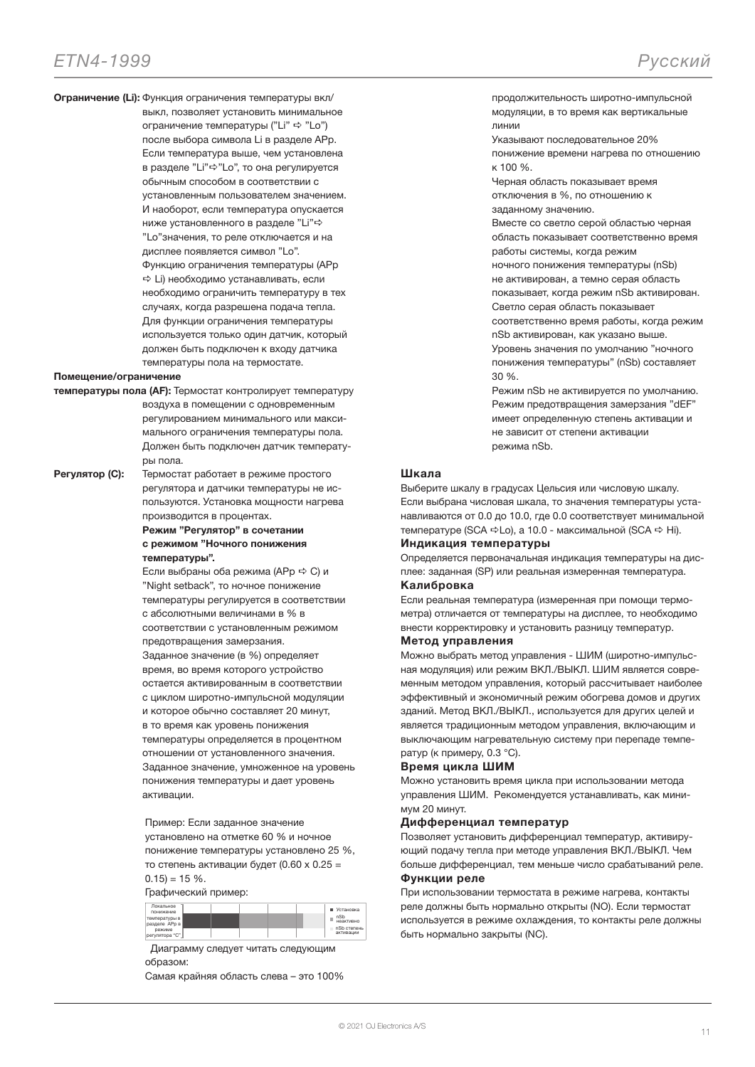**Ограничение (Li):** Функция ограничения температуры вкл/выкл, позволяет установить минимальное ограничение температуры ("Li" ⇨ "Lo") после выбора символа Li в разделе APp. Если температура выше, чем установлена в разделе "Li"⇨"Lo", то она регулируется обычным способом в соответствии с установленным пользователем значением. И наоборот, если температура опускается ниже установленного в разделе "Li"⇨ "Lo"значения, то реле отключается и на дисплее появляется символ "Lo". Функцию ограничения температуры (APp ⇨ Li) необходимо устанавливать, если необходимо ограничить температуру в тех случаях, когда разрешена подача тепла. Для функции ограничения температуры используется только один датчик, который должен быть подключен к входу датчика температуры пола на термостате.

**Помещение/ограничение температуры пола (AF):** Термостат контролирует температуру воздуха в помещении с одновременным регулированием минимального или максимального ограничения температуры пола. Должен быть подключен датчик температуры пола.

**Регулятор (C):** Термостат работает в режиме простого регулятора и датчики температуры не используются. Установка мощности нагрева производится в процентах.

**Режим "Регулятор" в сочетании с режимом "Ночного понижения температуры".**

Если выбраны оба режима (APp ⇨ C) и "Night setback", то ночное понижение температуры регулируется в соответствии с абсолютными величинами в % в соответствии с установленным режимом предотвращения замерзания.

Заданное значение (в %) определяет время, во время которого устройство остается активированным в соответствии с циклом широтно-импульсной модуляции и которое обычно составляет 20 минут, в то время как уровень понижения температуры определяется в процентном отношении от установленного значения. Заданное значение, умноженное на уровень понижения температуры и дает уровень активации.

Пример: Если заданное значение установлено на отметке 60 % и ночное понижение температуры установлено 25 %, то степень активации будет (0.60 x 0.25 = 0.15) = 15 %.

Графический пример:

Локальное понижение температуры в разделе APp в режиме регулятора "C" — Установка; nSb неактивно; nSb степень активации

Диаграмму следует читать следующим образом:

Самая крайняя область слева – это 100% продолжительность широтно-импульсной модуляции, в то время как вертикальные линии

Указывают последовательное 20% понижение времени нагрева по отношению к 100 %.

Черная область показывает время отключения в %, по отношению к заданному значению.

Вместе со светло серой областью черная область показывает соответственно время работы системы, когда режим ночного понижения температуры (nSb) не активирован, а темно серая область показывает, когда режим nSb активирован.

Светло серая область показывает соответственно время работы, когда режим nSb активирован, как указано выше.

Уровень значения по умолчанию "ночного понижения температуры" (nSb) составляет 30 %.

Режим nSb не активируется по умолчанию. Режим предотвращения замерзания "dEF" имеет определенную степень активации и не зависит от степени активации режима nSb.

### Шкала

Выберите шкалу в градусах Цельсия или числовую шкалу. Если выбрана числовая шкала, то значения температуры устанавливаются от 0.0 до 10.0, где 0.0 соответствует минимальной температуре (SCA ⇨Lo), а 10.0 - максимальной (SCA ⇨ Hi).

### Индикация температуры

Определяется первоначальная индикация температуры на дисплее: заданная (SP) или реальная измеренная температура.

### Калибровка

Если реальная температура (измеренная при помощи термометра) отличается от температуры на дисплее, то необходимо внести корректировку и установить разницу температур.

### Метод управления

Можно выбрать метод управления - ШИМ (широтно-импульсная модуляция) или режим ВКЛ./ВЫКЛ. ШИМ является современным методом управления, который рассчитывает наиболее эффективный и экономичный режим обогрева домов и других зданий. Метод ВКЛ./ВЫКЛ., используется для других целей и является традиционным методом управления, включающим и выключающим нагревательную систему при перепаде температур (к примеру, 0.3 °C).

### Время цикла ШИМ

Можно установить время цикла при использовании метода управления ШИМ. Рекомендуется устанавливать, как минимум 20 минут.

### Дифференциал температур

Позволяет установить дифференциал температур, активирующий подачу тепла при методе управления ВКЛ./ВЫКЛ. Чем больше дифференциал, тем меньше число срабатываний реле.

### Функции реле

При использовании термостата в режиме нагрева, контакты реле должны быть нормально открыты (NO). Если термостат используется в режиме охлаждения, то контакты реле должны быть нормально закрыты (NC).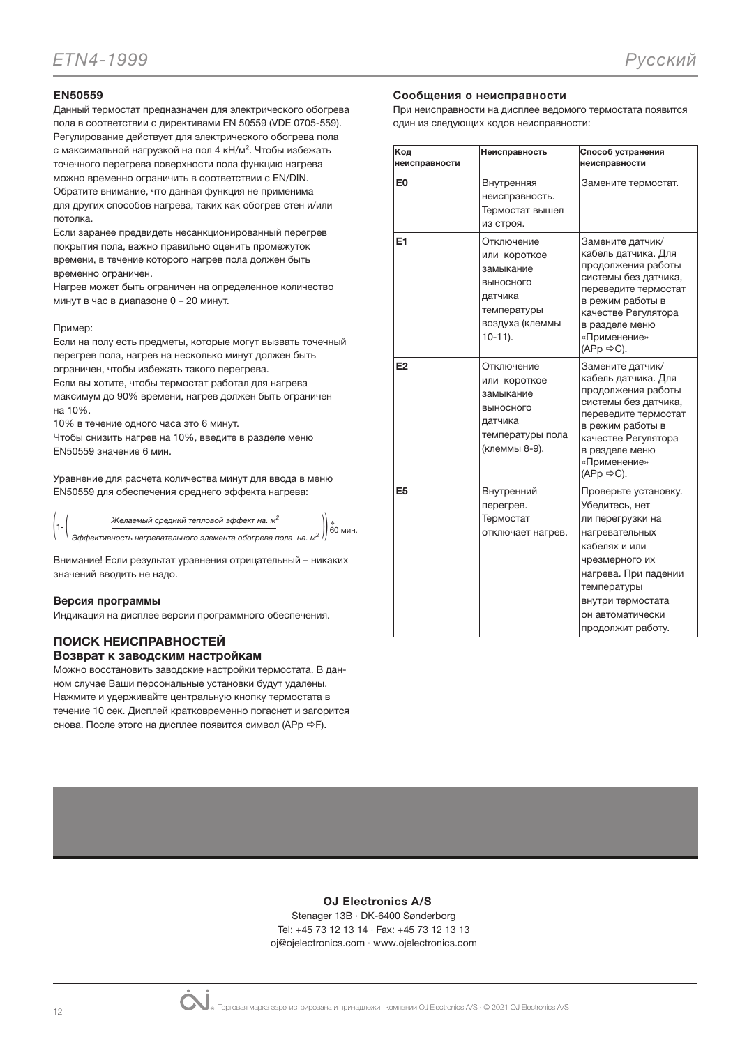## EN50559

Данный термостат предназначен для электрического обогрева пола в соответствии с директивами EN 50559 (VDE 0705-559). Регулирование действует для электрического обогрева пола с максимальной нагрузкой на пол 4 кН/м². Чтобы избежать точечного перегрева поверхности пола функцию нагрева можно временно ограничить в соответствии с EN/DIN. Обратите внимание, что данная функция не применима для других способов нагрева, таких как обогрев стен и/или потолка.

Если заранее предвидеть несанкционированный перегрев покрытия пола, важно правильно оценить промежуток времени, в течение которого нагрев пола должен быть временно ограничен.

Нагрев может быть ограничен на определенное количество минут в час в диапазоне 0 – 20 минут.

Пример:

Если на полу есть предметы, которые могут вызвать точечный перегрев пола, нагрев на несколько минут должен быть ограничен, чтобы избежать такого перегрева.

Если вы хотите, чтобы термостат работал для нагрева максимум до 90% времени, нагрев должен быть ограничен на 10%.

10% в течение одного часа это 6 минут.

Чтобы снизить нагрев на 10%, введите в разделе меню EN50559 значение 6 мин.

Уравнение для расчета количества минут для ввода в меню EN50559 для обеспечения среднего эффекта нагрева:

$$\left(1-\left(\frac{\text{Желаемый средний тепловой эффект на. м}^2}{\text{Эффективность нагревательного элемента обогрева пола на. м}^2}\right)\right) * 60 \text{ мин.}$$

Внимание! Если результат уравнения отрицательный – никаких значений вводить не надо.

### Версия программы

Индикация на дисплее версии программного обеспечения.

## ПОИСК НЕИСПРАВНОСТЕЙ

### Возврат к заводским настройкам

Можно восстановить заводские настройки термостата. В данном случае Ваши персональные установки будут удалены. Нажмите и удерживайте центральную кнопку термостата в течение 10 сек. Дисплей кратковременно погаснет и загорится снова. После этого на дисплее появится символ (APp ⇨F).

### Сообщения о неисправности

При неисправности на дисплее ведомого термостата появится один из следующих кодов неисправности:

| Код неисправности | Неисправность | Способ устранения неисправности |
|---|---|---|
| E0 | Внутренняя неисправность. Термостат вышел из строя. | Замените термостат. |
| E1 | Отключение или короткое замыкание выносного датчика температуры воздуха (клеммы 10-11). | Замените датчик/кабель датчика. Для продолжения работы системы без датчика, переведите термостат в режим работы в качестве Регулятора в разделе меню «Применение» (APp ⇨C). |
| E2 | Отключение или короткое замыкание выносного датчика температуры пола (клеммы 8-9). | Замените датчик/кабель датчика. Для продолжения работы системы без датчика, переведите термостат в режим работы в качестве Регулятора в разделе меню «Применение» (APp ⇨C). |
| E5 | Внутренний перегрев. Термостат отключает нагрев. | Проверьте установку. Убедитесь, нет ли перегрузки на нагревательных кабелях и или чрезмерного их нагрева. При падении температуры внутри термостата он автоматически продолжит работу. |

**OJ Electronics A/S**

Stenager 13B · DK-6400 Sønderborg
Tel: +45 73 12 13 14 · Fax: +45 73 12 13 13
oj@ojelectronics.com · www.ojelectronics.com

Торговая марка зарегистрирована и принадлежит компании OJ Electronics A/S · © 2021 OJ Electronics A/S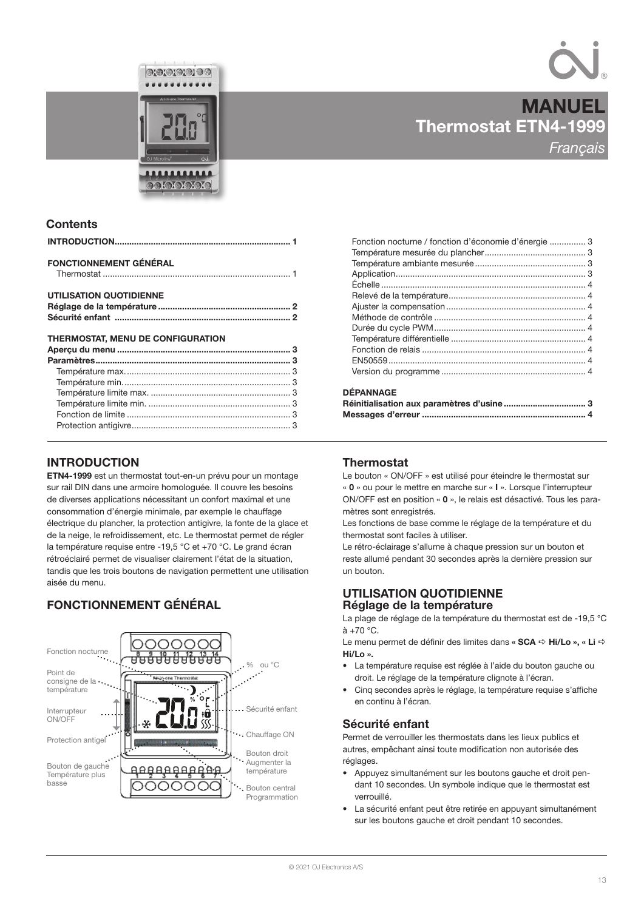# MANUEL

## Thermostat ETN4-1999

*Français*

## Contents

**INTRODUCTION** ........................................ 1

**FONCTIONNEMENT GÉNÉRAL**
Thermostat ........................................ 1

**UTILISATION QUOTIDIENNE**
**Réglage de la température** ........................................ 2
**Sécurité enfant** ........................................ 2

**THERMOSTAT, MENU DE CONFIGURATION**
**Aperçu du menu** ........................................ 3
**Paramètres** ........................................ 3
Température max. ........................................ 3
Température min. ........................................ 3
Température limite max. ........................................ 3
Température limite min. ........................................ 3
Fonction de limite ........................................ 3
Protection antigivre ........................................ 3
Fonction nocturne / fonction d'économie d'énergie ........................................ 3
Température mesurée du plancher ........................................ 3
Température ambiante mesurée ........................................ 3
Application ........................................ 3
Échelle ........................................ 4
Relevé de la température ........................................ 4
Ajuster la compensation ........................................ 4
Méthode de contrôle ........................................ 4
Durée du cycle PWM ........................................ 4
Température différentielle ........................................ 4
Fonction de relais ........................................ 4
EN50559 ........................................ 4
Version du programme ........................................ 4

**DÉPANNAGE**
**Réinitialisation aux paramètres d'usine** ........................................ 3
**Messages d'erreur** ........................................ 4

## INTRODUCTION

**ETN4-1999** est un thermostat tout-en-un prévu pour un montage sur rail DIN dans une armoire homologuée. Il couvre les besoins de diverses applications nécessitant un confort maximal et une consommation d'énergie minimale, par exemple le chauffage électrique du plancher, la protection antigivre, la fonte de la glace et de la neige, le refroidissement, etc. Le thermostat permet de régler la température requise entre -19,5 °C et +70 °C. Le grand écran rétroéclairé permet de visualiser clairement l'état de la situation, tandis que les trois boutons de navigation permettent une utilisation aisée du menu.

## FONCTIONNEMENT GÉNÉRAL

Fonction nocturne
Point de consigne de la température
Interrupteur ON/OFF
Protection antigel
Bouton de gauche Température plus basse
% ou °C
Sécurité enfant
Chauffage ON
Bouton droit Augmenter la température
Bouton central Programmation

### Thermostat

Le bouton « ON/OFF » est utilisé pour éteindre le thermostat sur « **0** » ou pour le mettre en marche sur « **I** ». Lorsque l'interrupteur ON/OFF est en position « **0** », le relais est désactivé. Tous les paramètres sont enregistrés.

Les fonctions de base comme le réglage de la température et du thermostat sont faciles à utiliser.

Le rétro-éclairage s'allume à chaque pression sur un bouton et reste allumé pendant 30 secondes après la dernière pression sur un bouton.

## UTILISATION QUOTIDIENNE

### Réglage de la température

La plage de réglage de la température du thermostat est de -19,5 °C à +70 °C.

Le menu permet de définir des limites dans **« SCA ⇨ Hi/Lo », « Li ⇨ Hi/Lo ».**

- La température requise est réglée à l'aide du bouton gauche ou droit. Le réglage de la température clignote à l'écran.
- Cinq secondes après le réglage, la température requise s'affiche en continu à l'écran.

### Sécurité enfant

Permet de verrouiller les thermostats dans les lieux publics et autres, empêchant ainsi toute modification non autorisée des réglages.

- Appuyez simultanément sur les boutons gauche et droit pendant 10 secondes. Un symbole indique que le thermostat est verrouillé.
- La sécurité enfant peut être retirée en appuyant simultanément sur les boutons gauche et droit pendant 10 secondes.

© 2021 OJ Electronics A/S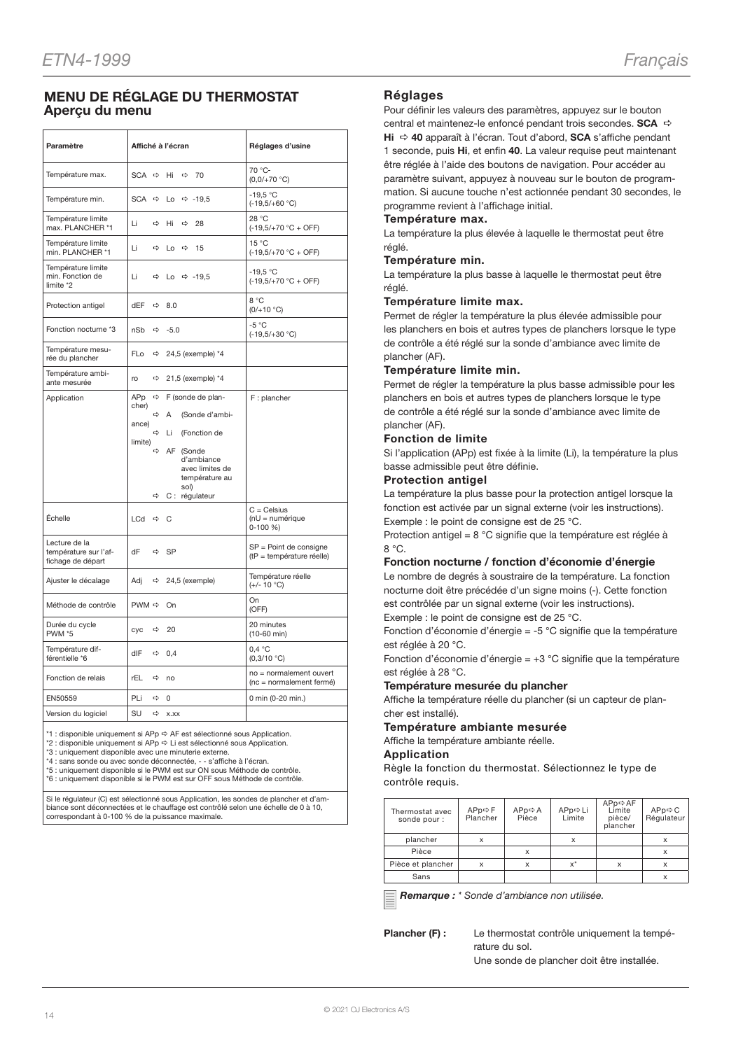## MENU DE RÉGLAGE DU THERMOSTAT
### Aperçu du menu

| Paramètre | Affiché à l'écran | Réglages d'usine |
|---|---|---|
| Température max. | SCA ⇨ Hi ⇨ 70 | 70 °C- (0,0/+70 °C) |
| Température min. | SCA ⇨ Lo ⇨ -19,5 | -19,5 °C (-19,5/+60 °C) |
| Température limite max. PLANCHER *1 | Li ⇨ Hi ⇨ 28 | 28 °C (-19,5/+70 °C + OFF) |
| Température limite min. PLANCHER *1 | Li ⇨ Lo ⇨ 15 | 15 °C (-19,5/+70 °C + OFF) |
| Température limite min. Fonction de limite *2 | Li ⇨ Lo ⇨ -19,5 | -19,5 °C (-19,5/+70 °C + OFF) |
| Protection antigel | dEF ⇨ 8.0 | 8 °C (0/+10 °C) |
| Fonction nocturne *3 | nSb ⇨ -5.0 | -5 °C (-19,5/+30 °C) |
| Température mesurée du plancher | FLo ⇨ 24,5 (exemple) *4 | |
| Température ambiante mesurée | ro ⇨ 21,5 (exemple) *4 | |
| Application | APp ⇨ F (sonde de plancher) ⇨ A (Sonde d'ambiance) ⇨ Li (Fonction de limite) ⇨ AF (Sonde d'ambiance avec limites de température au sol) ⇨ C : régulateur | F : plancher |
| Échelle | LCd ⇨ C | C = Celsius (nU = numérique 0-100 %) |
| Lecture de la température sur l'affichage de départ | dF ⇨ SP | SP = Point de consigne (tP = température réelle) |
| Ajuster le décalage | Adj ⇨ 24,5 (exemple) | Température réelle (+/- 10 °C) |
| Méthode de contrôle | PWM ⇨ On | On (OFF) |
| Durée du cycle PWM *5 | cyc ⇨ 20 | 20 minutes (10-60 min) |
| Température différentielle *6 | dIF ⇨ 0,4 | 0,4 °C (0,3/10 °C) |
| Fonction de relais | rEL ⇨ no | no = normalement ouvert (nc = normalement fermé) |
| EN50559 | PLi ⇨ 0 | 0 min (0-20 min.) |
| Version du logiciel | SU ⇨ x.xx | |

*1 : disponible uniquement si APp ⇨ AF est sélectionné sous Application.
*2 : disponible uniquement si APp ⇨ Li est sélectionné sous Application.
*3 : uniquement disponible avec une minuterie externe.
*4 : sans sonde ou avec sonde déconnectée, - - s'affiche à l'écran.
*5 : uniquement disponible si le PWM est sur ON sous Méthode de contrôle.
*6 : uniquement disponible si le PWM est sur OFF sous Méthode de contrôle.

Si le régulateur (C) est sélectionné sous Application, les sondes de plancher et d'ambiance sont déconnectées et le chauffage est contrôlé selon une échelle de 0 à 10, correspondant à 0-100 % de la puissance maximale.

### Réglages

Pour définir les valeurs des paramètres, appuyez sur le bouton central et maintenez-le enfoncé pendant trois secondes. **SCA** ⇨ **Hi** ⇨ **40** apparaît à l'écran. Tout d'abord, **SCA** s'affiche pendant 1 seconde, puis **Hi**, et enfin **40**. La valeur requise peut maintenant être réglée à l'aide des boutons de navigation. Pour accéder au paramètre suivant, appuyez à nouveau sur le bouton de programmation. Si aucune touche n'est actionnée pendant 30 secondes, le programme revient à l'affichage initial.

**Température max.**

La température la plus élevée à laquelle le thermostat peut être réglé.

**Température min.**

La température la plus basse à laquelle le thermostat peut être réglé.

**Température limite max.**

Permet de régler la température la plus élevée admissible pour les planchers en bois et autres types de planchers lorsque le type de contrôle a été réglé sur la sonde d'ambiance avec limite de plancher (AF).

**Température limite min.**

Permet de régler la température la plus basse admissible pour les planchers en bois et autres types de planchers lorsque le type de contrôle a été réglé sur la sonde d'ambiance avec limite de plancher (AF).

**Fonction de limite**

Si l'application (APp) est fixée à la limite (Li), la température la plus basse admissible peut être définie.

**Protection antigel**

La température la plus basse pour la protection antigel lorsque la fonction est activée par un signal externe (voir les instructions).
Exemple : le point de consigne est de 25 °C.
Protection antigel = 8 °C signifie que la température est réglée à 8 °C.

**Fonction nocturne / fonction d'économie d'énergie**

Le nombre de degrés à soustraire de la température. La fonction nocturne doit être précédée d'un signe moins (-). Cette fonction est contrôlée par un signal externe (voir les instructions).
Exemple : le point de consigne est de 25 °C.
Fonction d'économie d'énergie = -5 °C signifie que la température est réglée à 20 °C.
Fonction d'économie d'énergie = +3 °C signifie que la température est réglée à 28 °C.

**Température mesurée du plancher**

Affiche la température réelle du plancher (si un capteur de plancher est installé).

**Température ambiante mesurée**

Affiche la température ambiante réelle.

**Application**

Règle la fonction du thermostat. Sélectionnez le type de contrôle requis.

| Thermostat avec sonde pour : | APp⇨F Plancher | APp⇨A Pièce | APp⇨Li Limite | APp⇨AF Limite pièce/ plancher | APp⇨C Régulateur |
|---|---|---|---|---|---|
| plancher | x | | x | | x |
| Pièce | | x | | | x |
| Pièce et plancher | x | x | x* | x | x |
| Sans | | | | | x |

***Remarque :*** *\* Sonde d'ambiance non utilisée.*

**Plancher (F) :** Le thermostat contrôle uniquement la température du sol.
Une sonde de plancher doit être installée.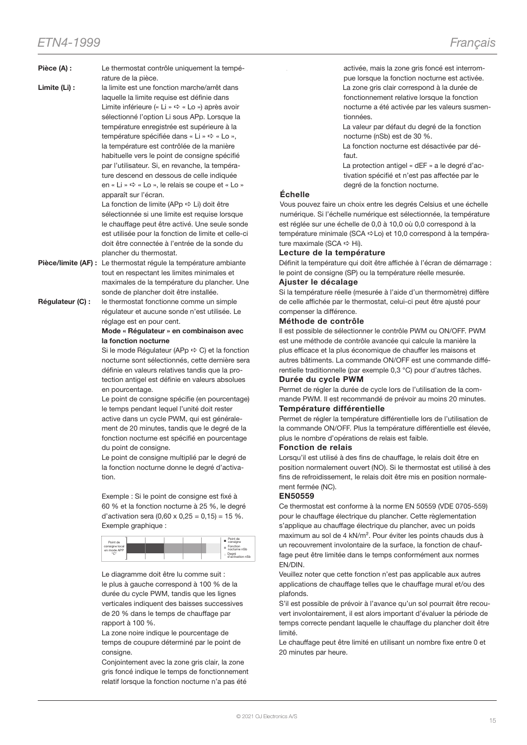**Pièce (A) :** Le thermostat contrôle uniquement la température de la pièce.

**Limite (Li) :** la limite est une fonction marche/arrêt dans laquelle la limite requise est définie dans Limite inférieure (« Li » ⇨ « Lo ») après avoir sélectionné l'option Li sous APp. Lorsque la température enregistrée est supérieure à la température spécifiée dans « Li » ⇨ « Lo », la température est contrôlée de la manière habituelle vers le point de consigne spécifié par l'utilisateur. Si, en revanche, la température descend en dessous de celle indiquée en « Li » ⇨ « Lo », le relais se coupe et « Lo » apparaît sur l'écran.

La fonction de limite (APp ⇨ Li) doit être sélectionnée si une limite est requise lorsque le chauffage peut être activé. Une seule sonde est utilisée pour la fonction de limite et celle-ci doit être connectée à l'entrée de la sonde du plancher du thermostat.

**Pièce/limite (AF) :** Le thermostat régule la température ambiante tout en respectant les limites minimales et maximales de la température du plancher. Une sonde de plancher doit être installée.

**Régulateur (C) :** le thermostat fonctionne comme un simple régulateur et aucune sonde n'est utilisée. Le réglage est en pour cent.

**Mode « Régulateur » en combinaison avec la fonction nocturne**

Si le mode Régulateur (APp ⇨ C) et la fonction nocturne sont sélectionnés, cette dernière sera définie en valeurs relatives tandis que la protection antigel est définie en valeurs absolues en pourcentage.

Le point de consigne spécifie (en pourcentage) le temps pendant lequel l'unité doit rester active dans un cycle PWM, qui est généralement de 20 minutes, tandis que le degré de la fonction nocturne est spécifié en pourcentage du point de consigne.

Le point de consigne multiplié par le degré de la fonction nocturne donne le degré d'activation.

Exemple : Si le point de consigne est fixé à 60 % et la fonction nocturne à 25 %, le degré d'activation sera (0,60 x 0,25 = 0,15) = 15 %. Exemple graphique :

Point de consigne local en mode APP "C" — ■ Point de consigne ■ Fonction nocturne nSb ■ Degré d'activation nSb

Le diagramme doit être lu comme suit : le plus à gauche correspond à 100 % de la durée du cycle PWM, tandis que les lignes verticales indiquent des baisses successives de 20 % dans le temps de chauffage par rapport à 100 %.

La zone noire indique le pourcentage de temps de coupure déterminé par le point de consigne.

Conjointement avec la zone gris clair, la zone gris foncé indique le temps de fonctionnement relatif lorsque la fonction nocturne n'a pas été activée, mais la zone gris foncé est interrompue lorsque la fonction nocturne est activée.

La zone gris clair correspond à la durée de fonctionnement relative lorsque la fonction nocturne a été activée par les valeurs susmentionnées.

La valeur par défaut du degré de la fonction nocturne (nSb) est de 30 %.

La fonction nocturne est désactivée par défaut.

La protection antigel « dEF » a le degré d'activation spécifié et n'est pas affectée par le degré de la fonction nocturne.

### Échelle

Vous pouvez faire un choix entre les degrés Celsius et une échelle numérique. Si l'échelle numérique est sélectionnée, la température est réglée sur une échelle de 0,0 à 10,0 où 0,0 correspond à la température minimale (SCA ⇨Lo) et 10,0 correspond à la température maximale (SCA ⇨ Hi).

### Lecture de la température

Définit la température qui doit être affichée à l'écran de démarrage : le point de consigne (SP) ou la température réelle mesurée.

### Ajuster le décalage

Si la température réelle (mesurée à l'aide d'un thermomètre) diffère de celle affichée par le thermostat, celui-ci peut être ajusté pour compenser la différence.

### Méthode de contrôle

Il est possible de sélectionner le contrôle PWM ou ON/OFF. PWM est une méthode de contrôle avancée qui calcule la manière la plus efficace et la plus économique de chauffer les maisons et autres bâtiments. La commande ON/OFF est une commande différentielle traditionnelle (par exemple 0,3 °C) pour d'autres tâches.

### Durée du cycle PWM

Permet de régler la durée de cycle lors de l'utilisation de la commande PWM. Il est recommandé de prévoir au moins 20 minutes.

### Température différentielle

Permet de régler la température différentielle lors de l'utilisation de la commande ON/OFF. Plus la température différentielle est élevée, plus le nombre d'opérations de relais est faible.

### Fonction de relais

Lorsqu'il est utilisé à des fins de chauffage, le relais doit être en position normalement ouvert (NO). Si le thermostat est utilisé à des fins de refroidissement, le relais doit être mis en position normalement fermée (NC).

### EN50559

Ce thermostat est conforme à la norme EN 50559 (VDE 0705-559) pour le chauffage électrique du plancher. Cette règlementation s'applique au chauffage électrique du plancher, avec un poids maximum au sol de 4 kN/m². Pour éviter les points chauds dus à un recouvrement involontaire de la surface, la fonction de chauffage peut être limitée dans le temps conformément aux normes EN/DIN.

Veuillez noter que cette fonction n'est pas applicable aux autres applications de chauffage telles que le chauffage mural et/ou des plafonds.

S'il est possible de prévoir à l'avance qu'un sol pourrait être recouvert involontairement, il est alors important d'évaluer la période de temps correcte pendant laquelle le chauffage du plancher doit être limité.

Le chauffage peut être limité en utilisant un nombre fixe entre 0 et 20 minutes par heure.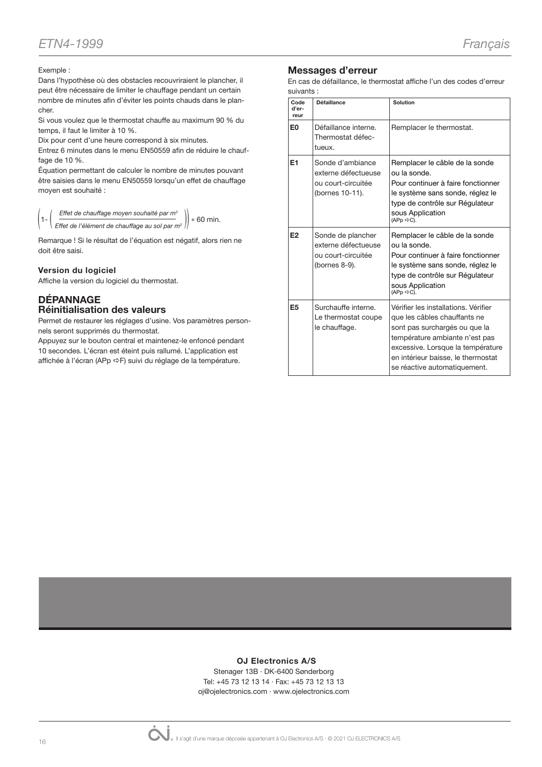Exemple :

Dans l'hypothèse où des obstacles recouvriraient le plancher, il peut être nécessaire de limiter le chauffage pendant un certain nombre de minutes afin d'éviter les points chauds dans le plancher.

Si vous voulez que le thermostat chauffe au maximum 90 % du temps, il faut le limiter à 10 %.

Dix pour cent d'une heure correspond à six minutes.

Entrez 6 minutes dans le menu EN50559 afin de réduire le chauffage de 10 %.

Équation permettant de calculer le nombre de minutes pouvant être saisies dans le menu EN50559 lorsqu'un effet de chauffage moyen est souhaité :

$$\left(1-\left(\frac{\textit{Effet de chauffage moyen souhaité par } m^2}{\textit{Effet de l'élément de chauffage au sol par } m^2}\right)\right) * 60 \text{ min.}$$

Remarque ! Si le résultat de l'équation est négatif, alors rien ne doit être saisi.

### Version du logiciel

Affiche la version du logiciel du thermostat.

## DÉPANNAGE

### Réinitialisation des valeurs

Permet de restaurer les réglages d'usine. Vos paramètres personnels seront supprimés du thermostat.

Appuyez sur le bouton central et maintenez-le enfoncé pendant 10 secondes. L'écran est éteint puis rallumé. L'application est affichée à l'écran (APp ⇨F) suivi du réglage de la température.

### Messages d'erreur

En cas de défaillance, le thermostat affiche l'un des codes d'erreur suivants :

| Code d'erreur | Défaillance | Solution |
|---|---|---|
| **E0** | Défaillance interne. Thermostat défectueux. | Remplacer le thermostat. |
| **E1** | Sonde d'ambiance externe défectueuse ou court-circuitée (bornes 10-11). | Remplacer le câble de la sonde ou la sonde. Pour continuer à faire fonctionner le système sans sonde, réglez le type de contrôle sur Régulateur sous Application (APp ⇨C). |
| **E2** | Sonde de plancher externe défectueuse ou court-circuitée (bornes 8-9). | Remplacer le câble de la sonde ou la sonde. Pour continuer à faire fonctionner le système sans sonde, réglez le type de contrôle sur Régulateur sous Application (APp ⇨C). |
| **E5** | Surchauffe interne. Le thermostat coupe le chauffage. | Vérifier les installations. Vérifier que les câbles chauffants ne sont pas surchargés ou que la température ambiante n'est pas excessive. Lorsque la température en intérieur baisse, le thermostat se réactive automatiquement. |

**OJ Electronics A/S**

Stenager 13B · DK-6400 Sønderborg

Tel: +45 73 12 13 14 · Fax: +45 73 12 13 13

oj@ojelectronics.com · www.ojelectronics.com

Il s'agit d'une marque déposée appartenant à OJ Electronics A/S · © 2021 OJ ELECTRONICS A/S